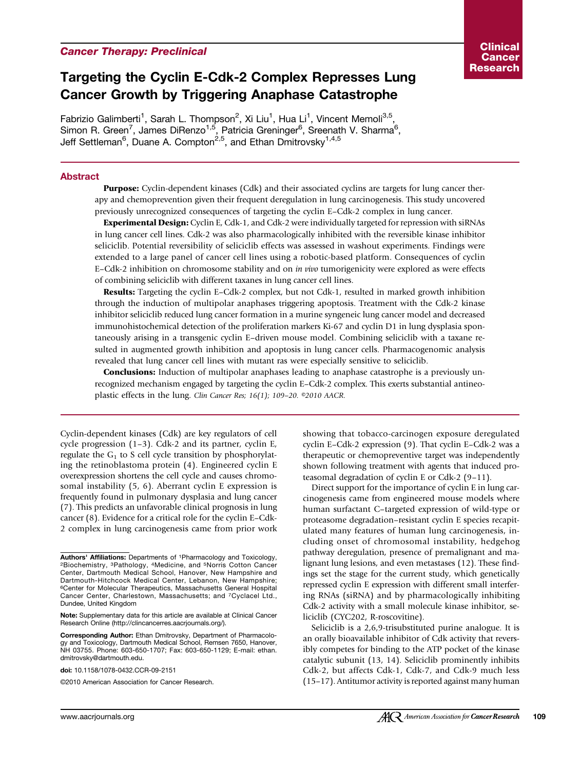*Cancer Therapy: Preclinical*

# Targeting the Cyclin E-Cdk-2 Complex Represses Lung Cancer Growth by Triggering Anaphase Catastrophe

Fabrizio Galimberti[1], Sarah L. Thompson[2], Xi Liu[1], Hua Li[1], Vincent Memoli[3,5], Simon R. Green[7], James DiRenzo[1,5], Patricia Greninger[6], Sreenath V. Sharma[6], Jeff Settleman[6], Duane A. Compton[2,5], and Ethan Dmitrovsky[1,4,5]

## Abstract

**Purpose:** Cyclin-dependent kinases (Cdk) and their associated cyclins are targets for lung cancer therapy and chemoprevention given their frequent deregulation in lung carcinogenesis. This study uncovered previously unrecognized consequences of targeting the cyclin E–Cdk-2 complex in lung cancer.

**Experimental Design:** Cyclin E, Cdk-1, and Cdk-2 were individually targeted for repression with siRNAs in lung cancer cell lines. Cdk-2 was also pharmacologically inhibited with the reversible kinase inhibitor seliciclib. Potential reversibility of seliciclib effects was assessed in washout experiments. Findings were extended to a large panel of cancer cell lines using a robotic-based platform. Consequences of cyclin E–Cdk-2 inhibition on chromosome stability and on *in vivo* tumorigenicity were explored as were effects of combining seliciclib with different taxanes in lung cancer cell lines.

**Results:** Targeting the cyclin E–Cdk-2 complex, but not Cdk-1, resulted in marked growth inhibition through the induction of multipolar anaphases triggering apoptosis. Treatment with the Cdk-2 kinase inhibitor seliciclib reduced lung cancer formation in a murine syngeneic lung cancer model and decreased immunohistochemical detection of the proliferation markers Ki-67 and cyclin D1 in lung dysplasia spontaneously arising in a transgenic cyclin E–driven mouse model. Combining seliciclib with a taxane resulted in augmented growth inhibition and apoptosis in lung cancer cells. Pharmacogenomic analysis revealed that lung cancer cell lines with mutant ras were especially sensitive to seliciclib.

**Conclusions:** Induction of multipolar anaphases leading to anaphase catastrophe is a previously unrecognized mechanism engaged by targeting the cyclin E–Cdk-2 complex. This exerts substantial antineoplastic effects in the lung. *Clin Cancer Res; 16(1); 109–20. ©2010 AACR.*

Cyclin-dependent kinases (Cdk) are key regulators of cell cycle progression (1–3). Cdk-2 and its partner, cyclin E, regulate the $G_1$ to S cell cycle transition by phosphorylating the retinoblastoma protein (4). Engineered cyclin E overexpression shortens the cell cycle and causes chromosomal instability (5, 6). Aberrant cyclin E expression is frequently found in pulmonary dysplasia and lung cancer (7). This predicts an unfavorable clinical prognosis in lung cancer (8). Evidence for a critical role for the cyclin E–Cdk-2 complex in lung carcinogenesis came from prior work showing that tobacco-carcinogen exposure deregulated cyclin E–Cdk-2 expression (9). That cyclin E–Cdk-2 was a therapeutic or chemopreventive target was independently shown following treatment with agents that induced proteasomal degradation of cyclin E or Cdk-2 (9–11).

Direct support for the importance of cyclin E in lung carcinogenesis came from engineered mouse models where human surfactant C–targeted expression of wild-type or proteasome degradation–resistant cyclin E species recapitulated many features of human lung carcinogenesis, including onset of chromosomal instability, hedgehog pathway deregulation, presence of premalignant and malignant lung lesions, and even metastases (12). These findings set the stage for the current study, which genetically repressed cyclin E expression with different small interfering RNAs (siRNA) and by pharmacologically inhibiting Cdk-2 activity with a small molecule kinase inhibitor, seliciclib (CYC202, R-roscovitine).

Seliciclib is a 2,6,9-trisubstituted purine analogue. It is an orally bioavailable inhibitor of Cdk activity that reversibly competes for binding to the ATP pocket of the kinase catalytic subunit (13, 14). Seliciclib prominently inhibits Cdk-2, but affects Cdk-1, Cdk-7, and Cdk-9 much less (15–17). Antitumor activity is reported against many human

---

**Authors' Affiliations:** Departments of [1]Pharmacology and Toxicology, [2]Biochemistry, [3]Pathology, [4]Medicine, and [5]Norris Cotton Cancer Center, Dartmouth Medical School, Hanover, New Hampshire and Dartmouth-Hitchcock Medical Center, Lebanon, New Hampshire; [6]Center for Molecular Therapeutics, Massachusetts General Hospital Cancer Center, Charlestown, Massachusetts; and [7]Cyclacel Ltd., Dundee, United Kingdom

**Note:** Supplementary data for this article are available at Clinical Cancer Research Online (http://clincancerres.aacrjournals.org/).

**Corresponding Author:** Ethan Dmitrovsky, Department of Pharmacology and Toxicology, Dartmouth Medical School, Remsen 7650, Hanover, NH 03755. Phone: 603-650-1707; Fax: 603-650-1129; E-mail: ethan.dmitrovsky@dartmouth.edu.

doi: 10.1158/1078-0432.CCR-09-2151

©2010 American Association for Cancer Research.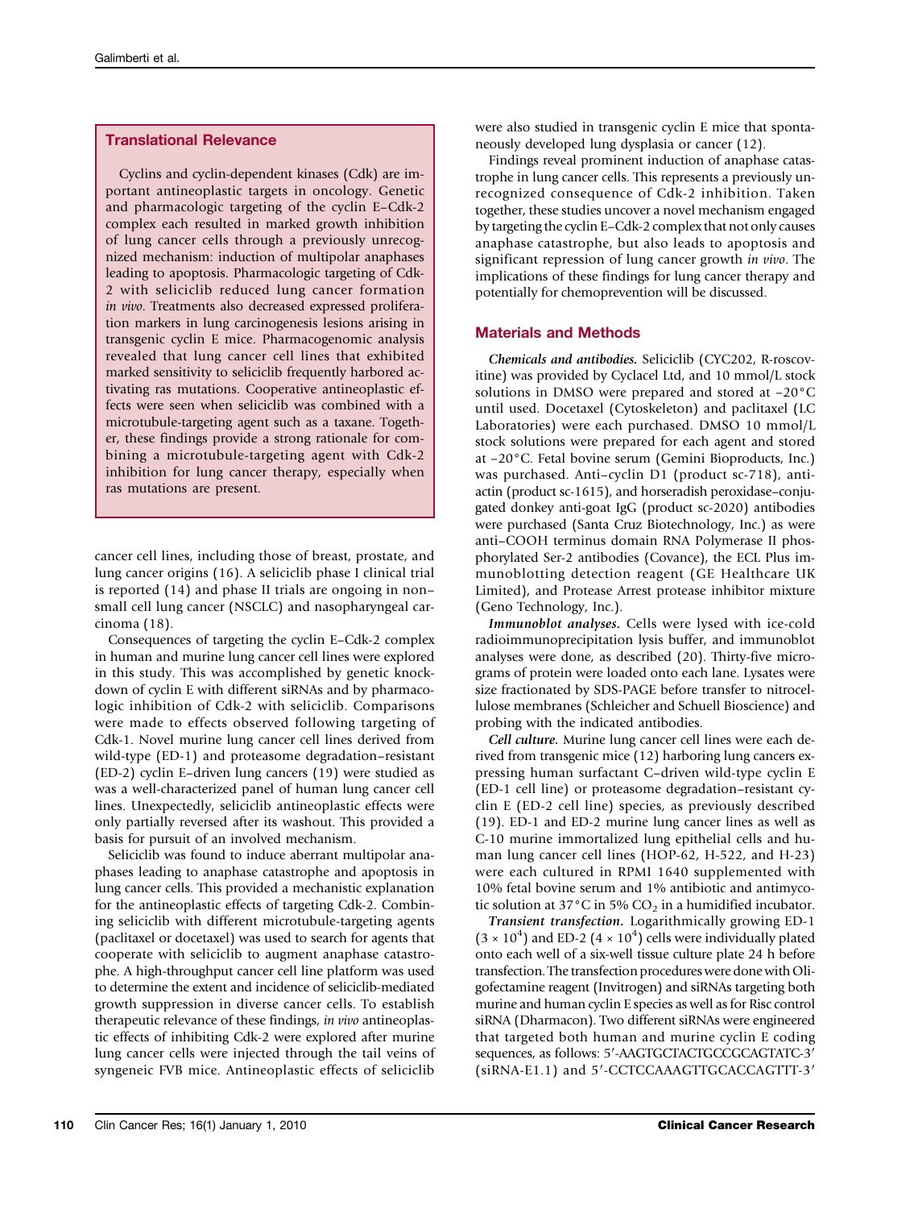## Translational Relevance

Cyclins and cyclin-dependent kinases (Cdk) are important antineoplastic targets in oncology. Genetic and pharmacologic targeting of the cyclin E–Cdk-2 complex each resulted in marked growth inhibition of lung cancer cells through a previously unrecognized mechanism: induction of multipolar anaphases leading to apoptosis. Pharmacologic targeting of Cdk-2 with seliciclib reduced lung cancer formation *in vivo*. Treatments also decreased expressed proliferation markers in lung carcinogenesis lesions arising in transgenic cyclin E mice. Pharmacogenomic analysis revealed that lung cancer cell lines that exhibited marked sensitivity to seliciclib frequently harbored activating ras mutations. Cooperative antineoplastic effects were seen when seliciclib was combined with a microtubule-targeting agent such as a taxane. Together, these findings provide a strong rationale for combining a microtubule-targeting agent with Cdk-2 inhibition for lung cancer therapy, especially when ras mutations are present.

cancer cell lines, including those of breast, prostate, and lung cancer origins (16). A seliciclib phase I clinical trial is reported (14) and phase II trials are ongoing in non–small cell lung cancer (NSCLC) and nasopharyngeal carcinoma (18).

Consequences of targeting the cyclin E–Cdk-2 complex in human and murine lung cancer cell lines were explored in this study. This was accomplished by genetic knockdown of cyclin E with different siRNAs and by pharmacologic inhibition of Cdk-2 with seliciclib. Comparisons were made to effects observed following targeting of Cdk-1. Novel murine lung cancer cell lines derived from wild-type (ED-1) and proteasome degradation–resistant (ED-2) cyclin E–driven lung cancers (19) were studied as was a well-characterized panel of human lung cancer cell lines. Unexpectedly, seliciclib antineoplastic effects were only partially reversed after its washout. This provided a basis for pursuit of an involved mechanism.

Seliciclib was found to induce aberrant multipolar anaphases leading to anaphase catastrophe and apoptosis in lung cancer cells. This provided a mechanistic explanation for the antineoplastic effects of targeting Cdk-2. Combining seliciclib with different microtubule-targeting agents (paclitaxel or docetaxel) was used to search for agents that cooperate with seliciclib to augment anaphase catastrophe. A high-throughput cancer cell line platform was used to determine the extent and incidence of seliciclib-mediated growth suppression in diverse cancer cells. To establish therapeutic relevance of these findings, *in vivo* antineoplastic effects of inhibiting Cdk-2 were explored after murine lung cancer cells were injected through the tail veins of syngeneic FVB mice. Antineoplastic effects of seliciclib were also studied in transgenic cyclin E mice that spontaneously developed lung dysplasia or cancer (12).

Findings reveal prominent induction of anaphase catastrophe in lung cancer cells. This represents a previously unrecognized consequence of Cdk-2 inhibition. Taken together, these studies uncover a novel mechanism engaged by targeting the cyclin E–Cdk-2 complex that not only causes anaphase catastrophe, but also leads to apoptosis and significant repression of lung cancer growth *in vivo*. The implications of these findings for lung cancer therapy and potentially for chemoprevention will be discussed.

## Materials and Methods

***Chemicals and antibodies.*** Seliciclib (CYC202, R-roscovitine) was provided by Cyclacel Ltd, and 10 mmol/L stock solutions in DMSO were prepared and stored at −20°C until used. Docetaxel (Cytoskeleton) and paclitaxel (LC Laboratories) were each purchased. DMSO 10 mmol/L stock solutions were prepared for each agent and stored at −20°C. Fetal bovine serum (Gemini Bioproducts, Inc.) was purchased. Anti–cyclin D1 (product sc-718), anti-actin (product sc-1615), and horseradish peroxidase–conjugated donkey anti-goat IgG (product sc-2020) antibodies were purchased (Santa Cruz Biotechnology, Inc.) as were anti–COOH terminus domain RNA Polymerase II phosphorylated Ser-2 antibodies (Covance), the ECL Plus immunoblotting detection reagent (GE Healthcare UK Limited), and Protease Arrest protease inhibitor mixture (Geno Technology, Inc.).

***Immunoblot analyses.*** Cells were lysed with ice-cold radioimmunoprecipitation lysis buffer, and immunoblot analyses were done, as described (20). Thirty-five micrograms of protein were loaded onto each lane. Lysates were size fractionated by SDS-PAGE before transfer to nitrocellulose membranes (Schleicher and Schuell Bioscience) and probing with the indicated antibodies.

***Cell culture.*** Murine lung cancer cell lines were each derived from transgenic mice (12) harboring lung cancers expressing human surfactant C–driven wild-type cyclin E (ED-1 cell line) or proteasome degradation–resistant cyclin E (ED-2 cell line) species, as previously described (19). ED-1 and ED-2 murine lung cancer lines as well as C-10 murine immortalized lung epithelial cells and human lung cancer cell lines (HOP-62, H-522, H-23) were each cultured in RPMI 1640 supplemented with 10% fetal bovine serum and 1% antibiotic and antimycotic solution at 37°C in 5% $CO_2$ in a humidified incubator.

***Transient transfection.*** Logarithmically growing ED-1 ($3 \times 10^4$) and ED-2 ($4 \times 10^4$) cells were individually plated onto each well of a six-well tissue culture plate 24 h before transfection. The transfection procedures were done with Oligofectamine reagent (Invitrogen) and siRNAs targeting both murine and human cyclin E species as well as for Risc control siRNA (Dharmacon). Two different siRNAs were engineered that targeted both human and murine cyclin E coding sequences, as follows: 5′-AAGTGCTACTGCCGCAGTATC-3′ (siRNA-E1.1) and 5′-CCTCCAAAGTTGCACCAGTTT-3′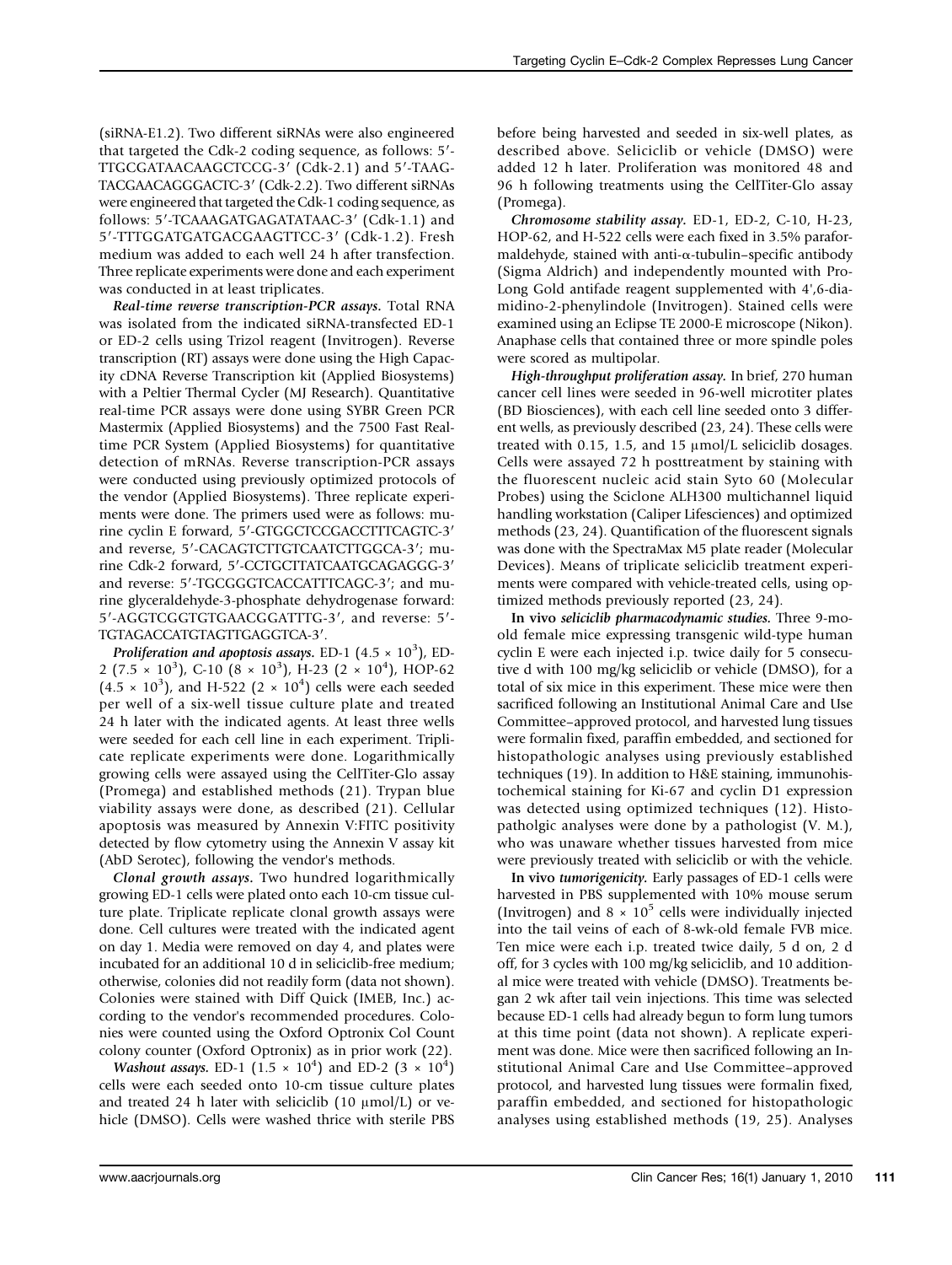(siRNA-E1.2). Two different siRNAs were also engineered that targeted the Cdk-2 coding sequence, as follows: 5′-TTGCGATAACAAGCTCCG-3′ (Cdk-2.1) and 5′-TAAGTACGAACAGGGACTC-3′ (Cdk-2.2). Two different siRNAs were engineered that targeted the Cdk-1 coding sequence, as follows: 5′-TCAAAGATGAGATATAAC-3′ (Cdk-1.1) and 5′-TTTGGATGATGACGAAGTTCC-3′ (Cdk-1.2). Fresh medium was added to each well 24 h after transfection. Three replicate experiments were done and each experiment was conducted in at least triplicates.

***Real-time reverse transcription-PCR assays.*** Total RNA was isolated from the indicated siRNA-transfected ED-1 or ED-2 cells using Trizol reagent (Invitrogen). Reverse transcription (RT) assays were done using the High Capacity cDNA Reverse Transcription kit (Applied Biosystems) with a Peltier Thermal Cycler (MJ Research). Quantitative real-time PCR assays were done using SYBR Green PCR Mastermix (Applied Biosystems) and the 7500 Fast Real-time PCR System (Applied Biosystems) for quantitative detection of mRNAs. Reverse transcription-PCR assays were conducted using previously optimized protocols of the vendor (Applied Biosystems). Three replicate experiments were done. The primers used were as follows: murine cyclin E forward, 5′-GTGGCTCCGACCTTTCAGTC-3′ and reverse, 5′-CACAGTCTTGTCAATCTTGGCA-3′; murine Cdk-2 forward, 5′-CCTGCTTATCAATGCAGAGGG-3′ and reverse: 5′-TGCGGGTCACCATTTCAGC-3′; and murine glyceraldehyde-3-phosphate dehydrogenase forward: 5′-AGGTCGGTGTGAACGGATTTG-3′, and reverse: 5′-TGTAGACCATGTAGTTGAGGTCA-3′.

***Proliferation and apoptosis assays.*** ED-1 ($4.5 \times 10^3$), ED-2 ($7.5 \times 10^3$), C-10 ($8 \times 10^3$), H-23 ($2 \times 10^4$), HOP-62 ($4.5 \times 10^3$), and H-522 ($2 \times 10^4$) cells were each seeded per well of a six-well tissue culture plate and treated 24 h later with the indicated agents. At least three wells were seeded for each cell line in each experiment. Triplicate replicate experiments were done. Logarithmically growing cells were assayed using the CellTiter-Glo assay (Promega) and established methods (21). Trypan blue viability assays were done, as described (21). Cellular apoptosis was measured by Annexin V:FITC positivity detected by flow cytometry using the Annexin V assay kit (AbD Serotec), following the vendor's methods.

***Clonal growth assays.*** Two hundred logarithmically growing ED-1 cells were plated onto each 10-cm tissue culture plate. Triplicate replicate clonal growth assays were done. Cell cultures were treated with the indicated agent on day 1. Media were removed on day 4, and plates were incubated for an additional 10 d in seliciclib-free medium; otherwise, colonies did not readily form (data not shown). Colonies were stained with Diff Quick (IMEB, Inc.) according to the vendor's recommended procedures. Colonies were counted using the Oxford Optronix Col Count colony counter (Oxford Optronix) as in prior work (22).

***Washout assays.*** ED-1 ($1.5 \times 10^4$) and ED-2 ($3 \times 10^4$) cells were each seeded onto 10-cm tissue culture plates and treated 24 h later with seliciclib (10 μmol/L) or vehicle (DMSO). Cells were washed thrice with sterile PBS before being harvested and seeded in six-well plates, as described above. Seliciclib or vehicle (DMSO) were added 12 h later. Proliferation was monitored 48 and 96 h following treatments using the CellTiter-Glo assay (Promega).

***Chromosome stability assay.*** ED-1, ED-2, C-10, H-23, HOP-62, and H-522 cells were each fixed in 3.5% paraformaldehyde, stained with anti-α-tubulin–specific antibody (Sigma Aldrich) and independently mounted with ProLong Gold antifade reagent supplemented with 4′,6-diamidino-2-phenylindole (Invitrogen). Stained cells were examined using an Eclipse TE 2000-E microscope (Nikon). Anaphase cells that contained three or more spindle poles were scored as multipolar.

***High-throughput proliferation assay.*** In brief, 270 human cancer cell lines were seeded in 96-well microtiter plates (BD Biosciences), with each cell line seeded onto 3 different wells, as previously described (23, 24). These cells were treated with 0.15, 1.5, and 15 μmol/L seliciclib dosages. Cells were assayed 72 h posttreatment by staining with the fluorescent nucleic acid stain Syto 60 (Molecular Probes) using the Sciclone ALH300 multichannel liquid handling workstation (Caliper Lifesciences) and optimized methods (23, 24). Quantification of the fluorescent signals was done with the SpectraMax M5 plate reader (Molecular Devices). Means of triplicate seliciclib treatment experiments were compared with vehicle-treated cells, using optimized methods previously reported (23, 24).

***In vivo seliciclib pharmacodynamic studies.*** Three 9-mo-old female mice expressing transgenic wild-type human cyclin E were each injected i.p. twice daily for 5 consecutive d with 100 mg/kg seliciclib or vehicle (DMSO), for a total of six mice in this experiment. These mice were then sacrificed following an Institutional Animal Care and Use Committee–approved protocol, and harvested lung tissues were formalin fixed, paraffin embedded, and sectioned for histopathologic analyses using previously established techniques (19). In addition to H&E staining, immunohistochemical staining for Ki-67 and cyclin D1 expression was detected using optimized techniques (12). Histopatholgic analyses were done by a pathologist (V. M.), who was unaware whether tissues harvested from mice were previously treated with seliciclib or with the vehicle.

***In vivo tumorigenicity.*** Early passages of ED-1 cells were harvested in PBS supplemented with 10% mouse serum (Invitrogen) and $8 \times 10^5$ cells were individually injected into the tail veins of each of 8-wk-old female FVB mice. Ten mice were each i.p. treated twice daily, 5 d on, 2 d off, for 3 cycles with 100 mg/kg seliciclib, and 10 additional mice were treated with vehicle (DMSO). Treatments began 2 wk after tail vein injections. This time was selected because ED-1 cells had already begun to form lung tumors at this time point (data not shown). A replicate experiment was done. Mice were then sacrificed following an Institutional Animal Care and Use Committee–approved protocol, and harvested lung tissues were formalin fixed, paraffin embedded, and sectioned for histopathologic analyses using established methods (19, 25). Analyses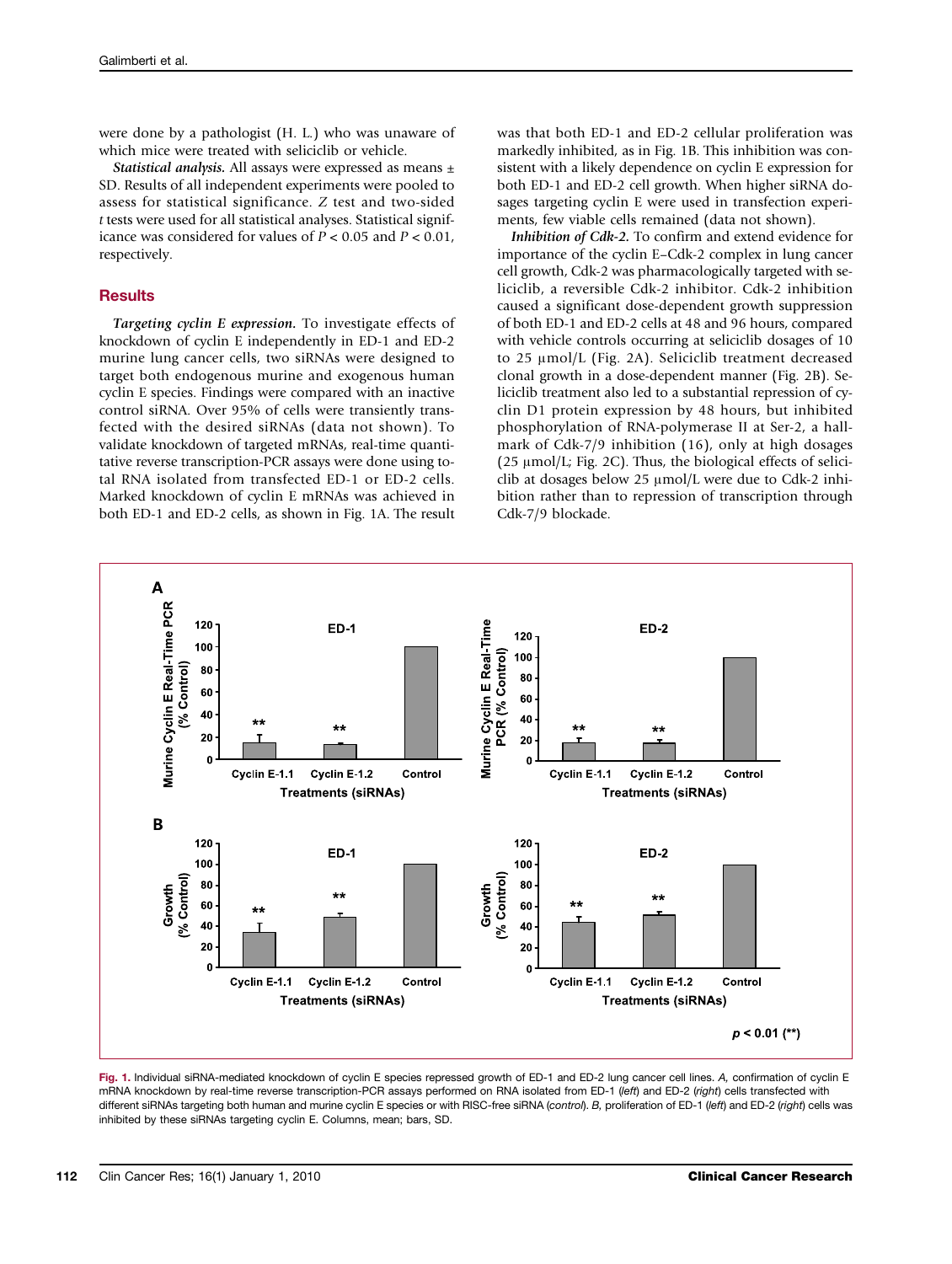were done by a pathologist (H. L.) who was unaware of which mice were treated with seliciclib or vehicle.

***Statistical analysis.*** All assays were expressed as means ± SD. Results of all independent experiments were pooled to assess for statistical significance. *Z* test and two-sided *t* tests were used for all statistical analyses. Statistical significance was considered for values of $P < 0.05$ and $P < 0.01$, respectively.

## Results

***Targeting cyclin E expression.*** To investigate effects of knockdown of cyclin E independently in ED-1 and ED-2 murine lung cancer cells, two siRNAs were designed to target both endogenous murine and exogenous human cyclin E species. Findings were compared with an inactive control siRNA. Over 95% of cells were transiently transfected with the desired siRNAs (data not shown). To validate knockdown of targeted mRNAs, real-time quantitative reverse transcription-PCR assays were done using total RNA isolated from transfected ED-1 or ED-2 cells. Marked knockdown of cyclin E mRNAs was achieved in both ED-1 and ED-2 cells, as shown in Fig. 1A. The result was that both ED-1 and ED-2 cellular proliferation was markedly inhibited, as in Fig. 1B. This inhibition was consistent with a likely dependence on cyclin E expression for both ED-1 and ED-2 cell growth. When higher siRNA dosages targeting cyclin E were used in transfection experiments, few viable cells remained (data not shown).

***Inhibition of Cdk-2.*** To confirm and extend evidence for importance of the cyclin E–Cdk-2 complex in lung cancer cell growth, Cdk-2 was pharmacologically targeted with seliciclib, a reversible Cdk-2 inhibitor. Cdk-2 inhibition caused a significant dose-dependent growth suppression of both ED-1 and ED-2 cells at 48 and 96 hours, compared with vehicle controls occurring at seliciclib dosages of 10 to 25 μmol/L (Fig. 2A). Seliciclib treatment decreased clonal growth in a dose-dependent manner (Fig. 2B). Seliciclib treatment also led to a substantial repression of cyclin D1 protein expression by 48 hours, but inhibited phosphorylation of RNA-polymerase II at Ser-2, a hallmark of Cdk-7/9 inhibition (16), only at high dosages (25 μmol/L; Fig. 2C). Thus, the biological effects of seliciclib at dosages below 25 μmol/L were due to Cdk-2 inhibition rather than to repression of transcription through Cdk-7/9 blockade.

**Fig. 1.** Individual siRNA-mediated knockdown of cyclin E species repressed growth of ED-1 and ED-2 lung cancer cell lines. *A*, confirmation of cyclin E mRNA knockdown by real-time reverse transcription-PCR assays performed on RNA isolated from ED-1 (*left*) and ED-2 (*right*) cells transfected with different siRNAs targeting both human and murine cyclin E species or with RISC-free siRNA (*control*). *B*, proliferation of ED-1 (*left*) and ED-2 (*right*) cells was inhibited by these siRNAs targeting cyclin E. Columns, mean; bars, SD.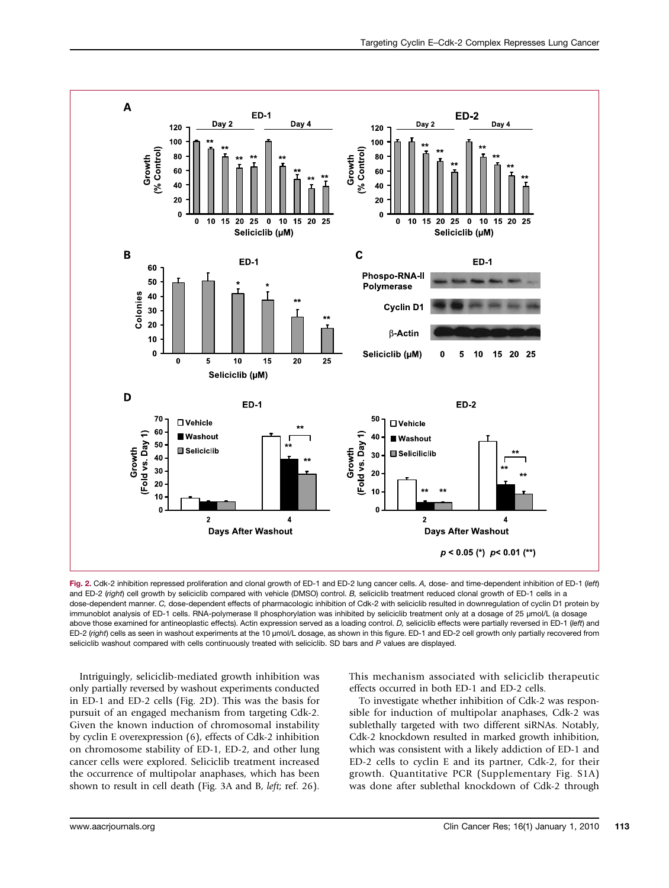Fig. 2. Cdk-2 inhibition repressed proliferation and clonal growth of ED-1 and ED-2 lung cancer cells. *A*, dose- and time-dependent inhibition of ED-1 (*left*) and ED-2 (*right*) cell growth by seliciclib compared with vehicle (DMSO) control. *B*, seliciclib treatment reduced clonal growth of ED-1 cells in a dose-dependent manner. *C*, dose-dependent effects of pharmacologic inhibition of Cdk-2 with seliciclib resulted in downregulation of cyclin D1 protein by immunoblot analysis of ED-1 cells. RNA-polymerase II phosphorylation was inhibited by seliciclib treatment only at a dosage of 25 μmol/L (a dosage above those examined for antineoplastic effects). Actin expression served as a loading control. *D*, seliciclib effects were partially reversed in ED-1 (*left*) and ED-2 (*right*) cells as seen in washout experiments at the 10 μmol/L dosage, as shown in this figure. ED-1 and ED-2 cell growth only partially recovered from seliciclib washout compared with cells continuously treated with seliciclib. SD bars and *P* values are displayed.

Intriguingly, seliciclib-mediated growth inhibition was only partially reversed by washout experiments conducted in ED-1 and ED-2 cells (Fig. 2D). This was the basis for pursuit of an engaged mechanism from targeting Cdk-2. Given the known induction of chromosomal instability by cyclin E overexpression (6), effects of Cdk-2 inhibition on chromosome stability of ED-1, ED-2, and other lung cancer cells were explored. Seliciclib treatment increased the occurrence of multipolar anaphases, which has been shown to result in cell death (Fig. 3A and B, *left*; ref. 26). This mechanism associated with seliciclib therapeutic effects occurred in both ED-1 and ED-2 cells.

To investigate whether inhibition of Cdk-2 was responsible for induction of multipolar anaphases, Cdk-2 was sublethally targeted with two different siRNAs. Notably, Cdk-2 knockdown resulted in marked growth inhibition, which was consistent with a likely addiction of ED-1 and ED-2 cells to cyclin E and its partner, Cdk-2, for their growth. Quantitative PCR (Supplementary Fig. S1A) was done after sublethal knockdown of Cdk-2 through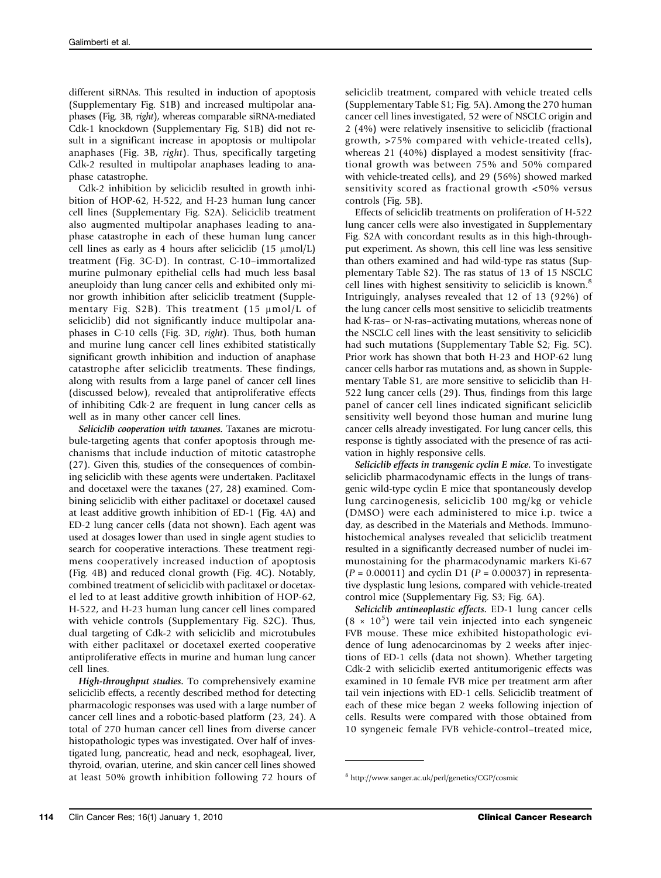different siRNAs. This resulted in induction of apoptosis (Supplementary Fig. S1B) and increased multipolar anaphases (Fig. 3B, *right*), whereas comparable siRNA-mediated Cdk-1 knockdown (Supplementary Fig. S1B) did not result in a significant increase in apoptosis or multipolar anaphases (Fig. 3B, *right*). Thus, specifically targeting Cdk-2 resulted in multipolar anaphases leading to anaphase catastrophe.

Cdk-2 inhibition by seliciclib resulted in growth inhibition of HOP-62, H-522, and H-23 human lung cancer cell lines (Supplementary Fig. S2A). Seliciclib treatment also augmented multipolar anaphases leading to anaphase catastrophe in each of these human lung cancer cell lines as early as 4 hours after seliciclib (15 μmol/L) treatment (Fig. 3C-D). In contrast, C-10–immortalized murine pulmonary epithelial cells had much less basal aneuploidy than lung cancer cells and exhibited only minor growth inhibition after seliciclib treatment (Supplementary Fig. S2B). This treatment (15 μmol/L of seliciclib) did not significantly induce multipolar anaphases in C-10 cells (Fig. 3D, *right*). Thus, both human and murine lung cancer cell lines exhibited statistically significant growth inhibition and induction of anaphase catastrophe after seliciclib treatments. These findings, along with results from a large panel of cancer cell lines (discussed below), revealed that antiproliferative effects of inhibiting Cdk-2 are frequent in lung cancer cells as well as in many other cancer cell lines.

***Seliciclib cooperation with taxanes.*** Taxanes are microtubule-targeting agents that confer apoptosis through mechanisms that include induction of mitotic catastrophe (27). Given this, studies of the consequences of combining seliciclib with these agents were undertaken. Paclitaxel and docetaxel were the taxanes (27, 28) examined. Combining seliciclib with either paclitaxel or docetaxel caused at least additive growth inhibition of ED-1 (Fig. 4A) and ED-2 lung cancer cells (data not shown). Each agent was used at dosages lower than used in single agent studies to search for cooperative interactions. These treatment regimens cooperatively increased induction of apoptosis (Fig. 4B) and reduced clonal growth (Fig. 4C). Notably, combined treatment of seliciclib with paclitaxel or docetaxel led to at least additive growth inhibition of HOP-62, H-522, and H-23 human lung cancer cell lines compared with vehicle controls (Supplementary Fig. S2C). Thus, dual targeting of Cdk-2 with seliciclib and microtubules with either paclitaxel or docetaxel exerted cooperative antiproliferative effects in murine and human lung cancer cell lines.

***High-throughput studies.*** To comprehensively examine seliciclib effects, a recently described method for detecting pharmacologic responses was used with a large number of cancer cell lines and a robotic-based platform (23, 24). A total of 270 human cancer cell lines from diverse cancer histopathologic types was investigated. Over half of investigated lung, pancreatic, head and neck, esophageal, liver, thyroid, ovarian, uterine, and skin cancer cell lines showed at least 50% growth inhibition following 72 hours of seliciclib treatment, compared with vehicle treated cells (Supplementary Table S1; Fig. 5A). Among the 270 human cancer cell lines investigated, 52 were of NSCLC origin and 2 (4%) were relatively insensitive to seliciclib (fractional growth, >75% compared with vehicle-treated cells), whereas 21 (40%) displayed a modest sensitivity (fractional growth was between 75% and 50% compared with vehicle-treated cells), and 29 (56%) showed marked sensitivity scored as fractional growth <50% versus controls (Fig. 5B).

Effects of seliciclib treatments on proliferation of H-522 lung cancer cells were also investigated in Supplementary Fig. S2A with concordant results as in this high-throughput experiment. As shown, this cell line was less sensitive than others examined and had wild-type ras status (Supplementary Table S2). The ras status of 13 of 15 NSCLC cell lines with highest sensitivity to seliciclib is known.[8] Intriguingly, analyses revealed that 12 of 13 (92%) of the lung cancer cells most sensitive to seliciclib treatments had K-ras– or N-ras–activating mutations, whereas none of the NSCLC cell lines with the least sensitivity to seliciclib had such mutations (Supplementary Table S2; Fig. 5C). Prior work has shown that both H-23 and HOP-62 lung cancer cells harbor ras mutations and, as shown in Supplementary Table S1, are more sensitive to seliciclib than H-522 lung cancer cells (29). Thus, findings from this large panel of cancer cell lines indicated significant seliciclib sensitivity well beyond those human and murine lung cancer cells already investigated. For lung cancer cells, this response is tightly associated with the presence of ras activation in highly responsive cells.

***Seliciclib effects in transgenic cyclin E mice.*** To investigate seliciclib pharmacodynamic effects in the lungs of transgenic wild-type cyclin E mice that spontaneously develop lung carcinogenesis, seliciclib 100 mg/kg or vehicle (DMSO) were each administered to mice i.p. twice a day, as described in the Materials and Methods. Immunohistochemical analyses revealed that seliciclib treatment resulted in a significantly decreased number of nuclei immunostaining for the pharmacodynamic markers Ki-67 ($P = 0.00011$) and cyclin D1 ($P = 0.00037$) in representative dysplastic lung lesions, compared with vehicle-treated control mice (Supplementary Fig. S3; Fig. 6A).

***Seliciclib antineoplastic effects.*** ED-1 lung cancer cells ($8 \times 10^5$) were tail vein injected into each syngeneic FVB mouse. These mice exhibited histopathologic evidence of lung adenocarcinomas by 2 weeks after injections of ED-1 cells (data not shown). Whether targeting Cdk-2 with seliciclib exerted antitumorigenic effects was examined in 10 female FVB mice per treatment arm after tail vein injections with ED-1 cells. Seliciclib treatment of each of these mice began 2 weeks following injection of cells. Results were compared with those obtained from 10 syngeneic female FVB vehicle-control–treated mice,

[8] http://www.sanger.ac.uk/perl/genetics/CGP/cosmic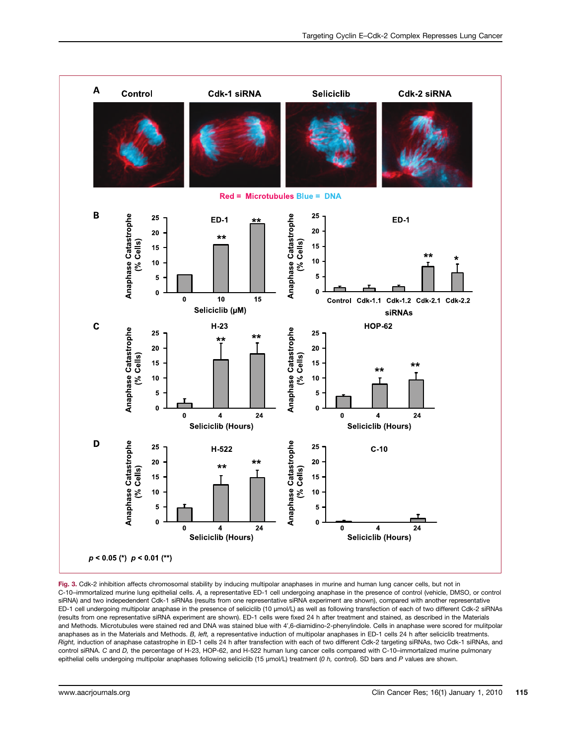Fig. 3. Cdk-2 inhibition affects chromosomal stability by inducing multipolar anaphases in murine and human lung cancer cells, but not in C-10–immortalized murine lung epithelial cells. *A,* a representative ED-1 cell undergoing anaphase in the presence of control (vehicle, DMSO, or control siRNA) and two indepedendent Cdk-1 siRNAs (results from one representative siRNA experiment are shown), compared with another representative ED-1 cell undergoing multipolar anaphase in the presence of seliciclib (10 μmol/L) as well as following transfection of each of two different Cdk-2 siRNAs (results from one representative siRNA experiment are shown). ED-1 cells were fixed 24 h after treatment and stained, as described in the Materials and Methods. Microtubules were stained red and DNA was stained blue with 4′,6-diamidino-2-phenylindole. Cells in anaphase were scored for mulitpolar anaphases as in the Materials and Methods. *B, left,* a representative induction of multipolar anaphases in ED-1 cells 24 h after seliciclib treatments. *Right,* induction of anaphase catastrophe in ED-1 cells 24 h after transfection with each of two different Cdk-2 targeting siRNAs, two Cdk-1 siRNAs, and control siRNA. *C* and *D,* the percentage of H-23, HOP-62, and H-522 human lung cancer cells compared with C-10–immortalized murine pulmonary epithelial cells undergoing multipolar anaphases following seliciclib (15 μmol/L) treatment (*0 h,* control). SD bars and *P* values are shown.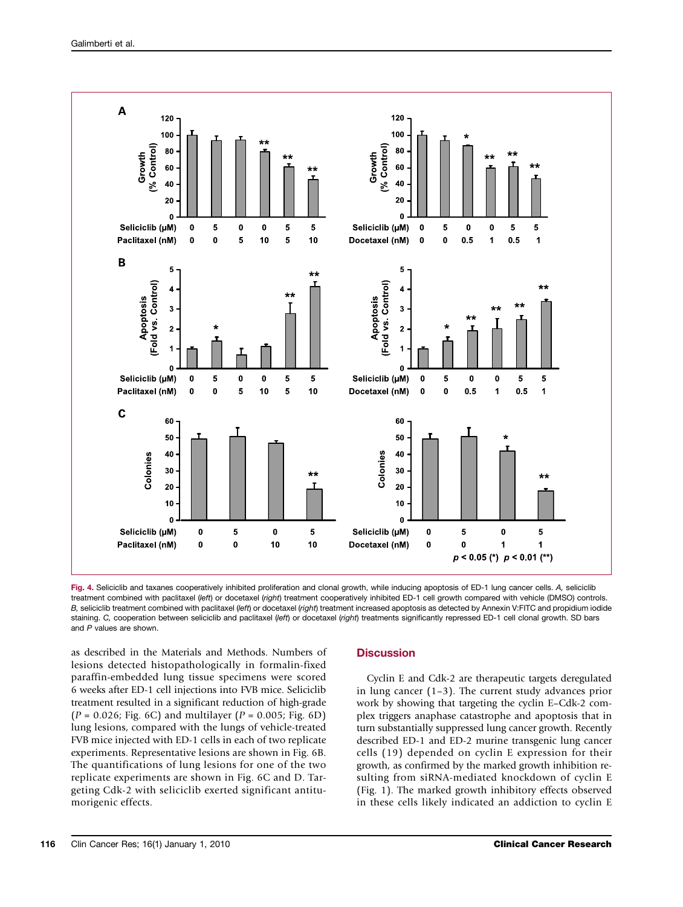Fig. 4. Seliciclib and taxanes cooperatively inhibited proliferation and clonal growth, while inducing apoptosis of ED-1 lung cancer cells. *A,* seliciclib treatment combined with paclitaxel (*left*) or docetaxel (*right*) treatment cooperatively inhibited ED-1 cell growth compared with vehicle (DMSO) controls. *B,* seliciclib treatment combined with paclitaxel (*left*) or docetaxel (*right*) treatment increased apoptosis as detected by Annexin V:FITC and propidium iodide staining. *C,* cooperation between seliciclib and paclitaxel (*left*) or docetaxel (*right*) treatments significantly repressed ED-1 cell clonal growth. SD bars and *P* values are shown.

as described in the Materials and Methods. Numbers of lesions detected histopathologically in formalin-fixed paraffin-embedded lung tissue specimens were scored 6 weeks after ED-1 cell injections into FVB mice. Seliciclib treatment resulted in a significant reduction of high-grade ($P = 0.026$; Fig. 6C) and multilayer ($P = 0.005$; Fig. 6D) lung lesions, compared with the lungs of vehicle-treated FVB mice injected with ED-1 cells in each of two replicate experiments. Representative lesions are shown in Fig. 6B. The quantifications of lung lesions for one of the two replicate experiments are shown in Fig. 6C and D. Targeting Cdk-2 with seliciclib exerted significant antitumorigenic effects.

## Discussion

Cyclin E and Cdk-2 are therapeutic targets deregulated in lung cancer (1–3). The current study advances prior work by showing that targeting the cyclin E–Cdk-2 complex triggers anaphase catastrophe and apoptosis that in turn substantially suppressed lung cancer growth. Recently described ED-1 and ED-2 murine transgenic lung cancer cells (19) depended on cyclin E expression for their growth, as confirmed by the marked growth inhibition resulting from siRNA-mediated knockdown of cyclin E (Fig. 1). The marked growth inhibitory effects observed in these cells likely indicated an addiction to cyclin E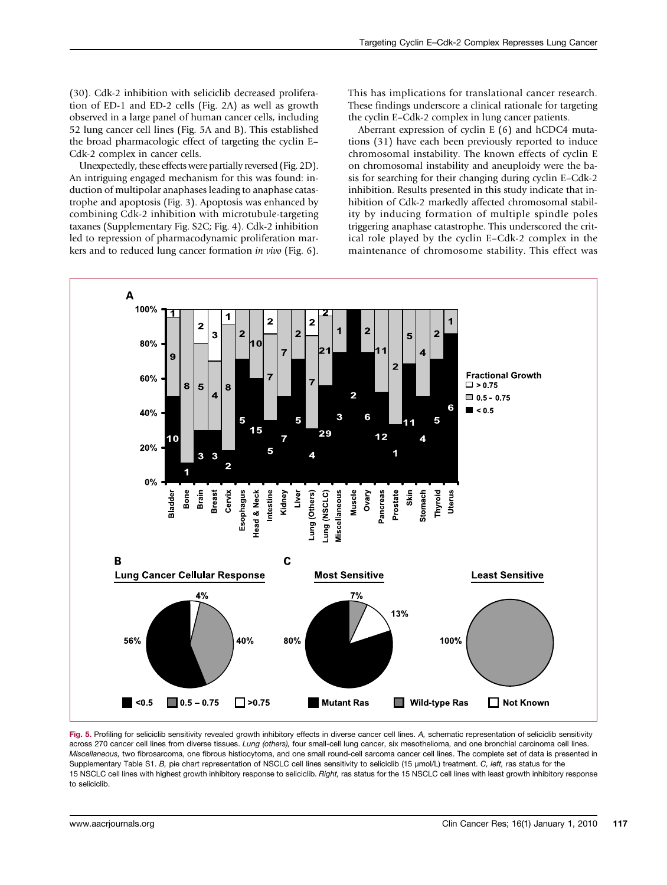(30). Cdk-2 inhibition with seliciclib decreased proliferation of ED-1 and ED-2 cells (Fig. 2A) as well as growth observed in a large panel of human cancer cells, including 52 lung cancer cell lines (Fig. 5A and B). This established the broad pharmacologic effect of targeting the cyclin E–Cdk-2 complex in cancer cells.

Unexpectedly, these effects were partially reversed (Fig. 2D). An intriguing engaged mechanism for this was found: induction of multipolar anaphases leading to anaphase catastrophe and apoptosis (Fig. 3). Apoptosis was enhanced by combining Cdk-2 inhibition with microtubule-targeting taxanes (Supplementary Fig. S2C; Fig. 4). Cdk-2 inhibition led to repression of pharmacodynamic proliferation markers and to reduced lung cancer formation *in vivo* (Fig. 6). This has implications for translational cancer research. These findings underscore a clinical rationale for targeting the cyclin E–Cdk-2 complex in lung cancer patients.

Aberrant expression of cyclin E (6) and hCDC4 mutations (31) have each been previously reported to induce chromosomal instability. The known effects of cyclin E on chromosomal instability and aneuploidy were the basis for searching for their changing during cyclin E–Cdk-2 inhibition. Results presented in this study indicate that inhibition of Cdk-2 markedly affected chromosomal stability by inducing formation of multiple spindle poles triggering anaphase catastrophe. This underscored the critical role played by the cyclin E–Cdk-2 complex in the maintenance of chromosome stability. This effect was

**Fig. 5.** Profiling for seliciclib sensitivity revealed growth inhibitory effects in diverse cancer cell lines. *A,* schematic representation of seliciclib sensitivity across 270 cancer cell lines from diverse tissues. *Lung (others),* four small-cell lung cancer, six mesothelioma, and one bronchial carcinoma cell lines. *Miscellaneous,* two fibrosarcoma, one fibrous histiocytoma, and one small round-cell sarcoma cancer cell lines. The complete set of data is presented in Supplementary Table S1. *B,* pie chart representation of NSCLC cell lines sensitivity to seliciclib (15 μmol/L) treatment. *C, left,* ras status for the 15 NSCLC cell lines with highest growth inhibitory response to seliciclib. *Right,* ras status for the 15 NSCLC cell lines with least growth inhibitory response to seliciclib.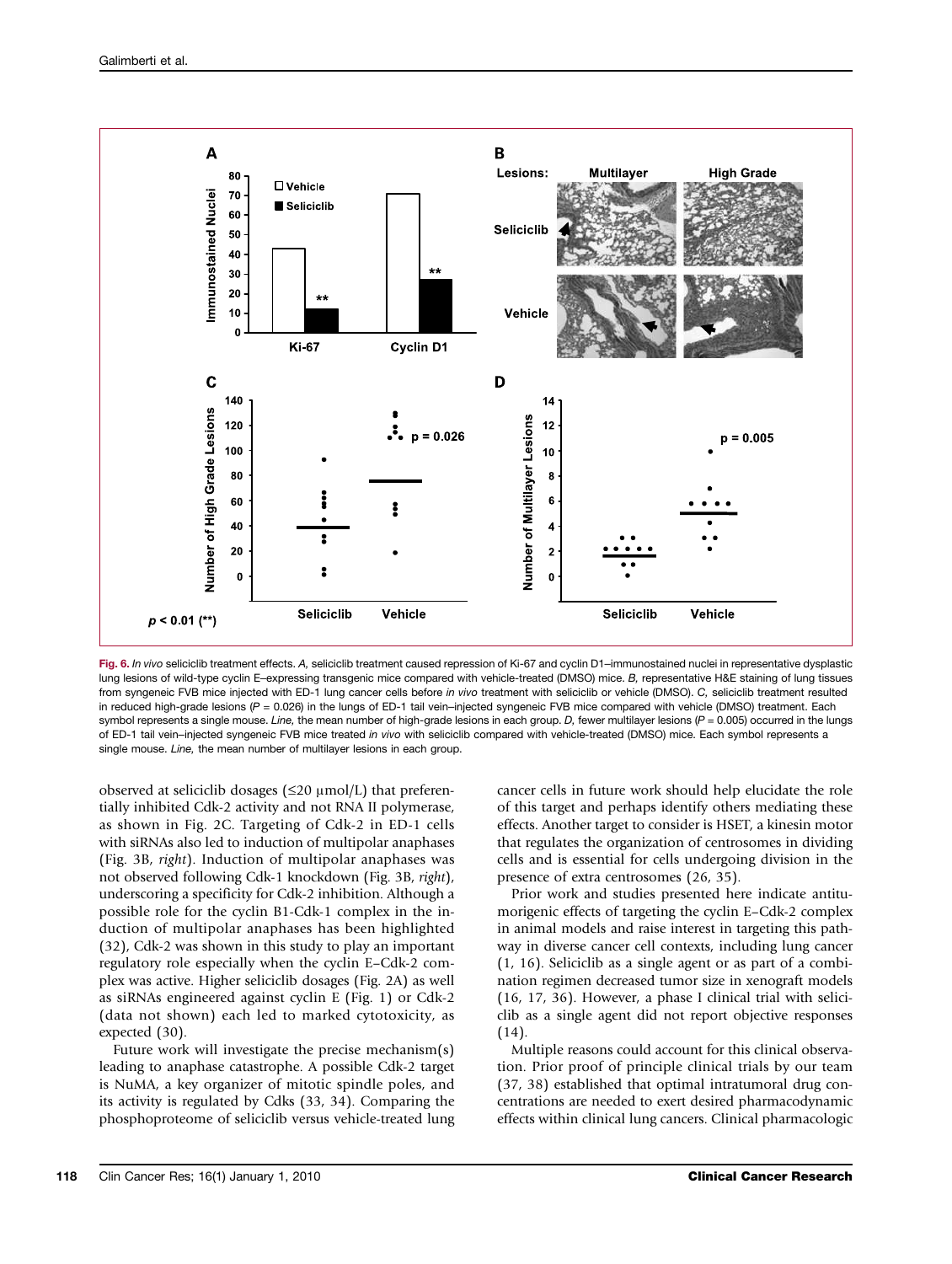Fig. 6. *In vivo* seliciclib treatment effects. *A*, seliciclib treatment caused repression of Ki-67 and cyclin D1–immunostained nuclei in representative dysplastic lung lesions of wild-type cyclin E–expressing transgenic mice compared with vehicle-treated (DMSO) mice. *B*, representative H&E staining of lung tissues from syngeneic FVB mice injected with ED-1 lung cancer cells before *in vivo* treatment with seliciclib or vehicle (DMSO). *C*, seliciclib treatment resulted in reduced high-grade lesions ($P = 0.026$) in the lungs of ED-1 tail vein–injected syngeneic FVB mice compared with vehicle (DMSO) treatment. Each symbol represents a single mouse. *Line*, the mean number of high-grade lesions in each group. *D*, fewer multilayer lesions ($P = 0.005$) occurred in the lungs of ED-1 tail vein–injected syngeneic FVB mice treated *in vivo* with seliciclib compared with vehicle-treated (DMSO) mice. Each symbol represents a single mouse. *Line*, the mean number of multilayer lesions in each group.

observed at seliciclib dosages (≤20 μmol/L) that preferentially inhibited Cdk-2 activity and not RNA II polymerase, as shown in Fig. 2C. Targeting of Cdk-2 in ED-1 cells with siRNAs also led to induction of multipolar anaphases (Fig. 3B, *right*). Induction of multipolar anaphases was not observed following Cdk-1 knockdown (Fig. 3B, *right*), underscoring a specificity for Cdk-2 inhibition. Although a possible role for the cyclin B1-Cdk-1 complex in the induction of multipolar anaphases has been highlighted (32), Cdk-2 was shown in this study to play an important regulatory role especially when the cyclin E–Cdk-2 complex was active. Higher seliciclib dosages (Fig. 2A) as well as siRNAs engineered against cyclin E (Fig. 1) or Cdk-2 (data not shown) each led to marked cytotoxicity, as expected (30).

Future work will investigate the precise mechanism(s) leading to anaphase catastrophe. A possible Cdk-2 target is NuMA, a key organizer of mitotic spindle poles, and its activity is regulated by Cdks (33, 34). Comparing the phosphoproteome of seliciclib versus vehicle-treated lung cancer cells in future work should help elucidate the role of this target and perhaps identify others mediating these effects. Another target to consider is HSET, a kinesin motor that regulates the organization of centrosomes in dividing cells and is essential for cells undergoing division in the presence of extra centrosomes (26, 35).

Prior work and studies presented here indicate antitumorigenic effects of targeting the cyclin E–Cdk-2 complex in animal models and raise interest in targeting this pathway in diverse cancer cell contexts, including lung cancer (1, 16). Seliciclib as a single agent or as part of a combination regimen decreased tumor size in xenograft models (16, 17, 36). However, a phase I clinical trial with seliciclib as a single agent did not report objective responses (14).

Multiple reasons could account for this clinical observation. Prior proof of principle clinical trials by our team (37, 38) established that optimal intratumoral drug concentrations are needed to exert desired pharmacodynamic effects within clinical lung cancers. Clinical pharmacologic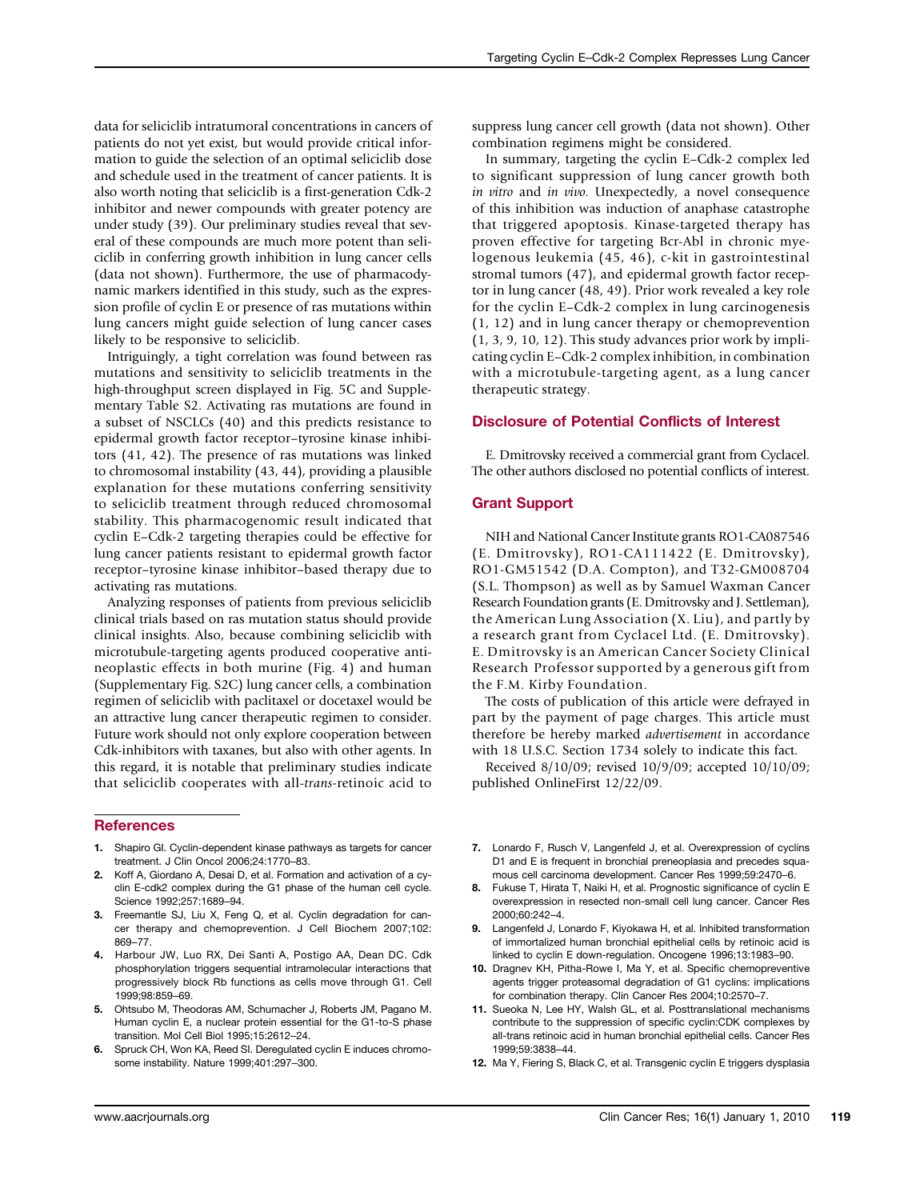data for seliciclib intratumoral concentrations in cancers of patients do not yet exist, but would provide critical information to guide the selection of an optimal seliciclib dose and schedule used in the treatment of cancer patients. It is also worth noting that seliciclib is a first-generation Cdk-2 inhibitor and newer compounds with greater potency are under study (39). Our preliminary studies reveal that several of these compounds are much more potent than seliciclib in conferring growth inhibition in lung cancer cells (data not shown). Furthermore, the use of pharmacodynamic markers identified in this study, such as the expression profile of cyclin E or presence of ras mutations within lung cancers might guide selection of lung cancer cases likely to be responsive to seliciclib.

Intriguingly, a tight correlation was found between ras mutations and sensitivity to seliciclib treatments in the high-throughput screen displayed in Fig. 5C and Supplementary Table S2. Activating ras mutations are found in a subset of NSCLCs (40) and this predicts resistance to epidermal growth factor receptor–tyrosine kinase inhibitors (41, 42). The presence of ras mutations was linked to chromosomal instability (43, 44), providing a plausible explanation for these mutations conferring sensitivity to seliciclib treatment through reduced chromosomal stability. This pharmacogenomic result indicated that cyclin E–Cdk-2 targeting therapies could be effective for lung cancer patients resistant to epidermal growth factor receptor–tyrosine kinase inhibitor–based therapy due to activating ras mutations.

Analyzing responses of patients from previous seliciclib clinical trials based on ras mutation status should provide clinical insights. Also, because combining seliciclib with microtubule-targeting agents produced cooperative antineoplastic effects in both murine (Fig. 4) and human (Supplementary Fig. S2C) lung cancer cells, a combination regimen of seliciclib with paclitaxel or docetaxel would be an attractive lung cancer therapeutic regimen to consider. Future work should not only explore cooperation between Cdk-inhibitors with taxanes, but also with other agents. In this regard, it is notable that preliminary studies indicate that seliciclib cooperates with all-*trans*-retinoic acid to suppress lung cancer cell growth (data not shown). Other combination regimens might be considered.

In summary, targeting the cyclin E–Cdk-2 complex led to significant suppression of lung cancer growth both *in vitro* and *in vivo*. Unexpectedly, a novel consequence of this inhibition was induction of anaphase catastrophe that triggered apoptosis. Kinase-targeted therapy has proven effective for targeting Bcr-Abl in chronic myelogenous leukemia (45, 46), c-kit in gastrointestinal stromal tumors (47), and epidermal growth factor receptor in lung cancer (48, 49). Prior work revealed a key role for the cyclin E–Cdk-2 complex in lung carcinogenesis (1, 12) and in lung cancer therapy or chemoprevention (1, 3, 9, 10, 12). This study advances prior work by implicating cyclin E–Cdk-2 complex inhibition, in combination with a microtubule-targeting agent, as a lung cancer therapeutic strategy.

## Disclosure of Potential Conflicts of Interest

E. Dmitrovsky received a commercial grant from Cyclacel. The other authors disclosed no potential conflicts of interest.

## Grant Support

NIH and National Cancer Institute grants RO1-CA087546 (E. Dmitrovsky), RO1-CA111422 (E. Dmitrovsky), RO1-GM51542 (D.A. Compton), and T32-GM008704 (S.L. Thompson) as well as by Samuel Waxman Cancer Research Foundation grants (E. Dmitrovsky and J. Settleman), the American Lung Association (X. Liu), and partly by a research grant from Cyclacel Ltd. (E. Dmitrovsky). E. Dmitrovsky is an American Cancer Society Clinical Research Professor supported by a generous gift from the F.M. Kirby Foundation.

The costs of publication of this article were defrayed in part by the payment of page charges. This article must therefore be hereby marked *advertisement* in accordance with 18 U.S.C. Section 1734 solely to indicate this fact.

Received 8/10/09; revised 10/9/09; accepted 10/10/09; published OnlineFirst 12/22/09.

## References

1. Shapiro GI. Cyclin-dependent kinase pathways as targets for cancer treatment. J Clin Oncol 2006;24:1770–83.
2. Koff A, Giordano A, Desai D, et al. Formation and activation of a cyclin E-cdk2 complex during the G1 phase of the human cell cycle. Science 1992;257:1689–94.
3. Freemantle SJ, Liu X, Feng Q, et al. Cyclin degradation for cancer therapy and chemoprevention. J Cell Biochem 2007;102:869–77.
4. Harbour JW, Luo RX, Dei Santi A, Postigo AA, Dean DC. Cdk phosphorylation triggers sequential intramolecular interactions that progressively block Rb functions as cells move through G1. Cell 1999;98:859–69.
5. Ohtsubo M, Theodoras AM, Schumacher J, Roberts JM, Pagano M. Human cyclin E, a nuclear protein essential for the G1-to-S phase transition. Mol Cell Biol 1995;15:2612–24.
6. Spruck CH, Won KA, Reed SI. Deregulated cyclin E induces chromosome instability. Nature 1999;401:297–300.
7. Lonardo F, Rusch V, Langenfeld J, et al. Overexpression of cyclins D1 and E is frequent in bronchial preneoplasia and precedes squamous cell carcinoma development. Cancer Res 1999;59:2470–6.
8. Fukuse T, Hirata T, Naiki H, et al. Prognostic significance of cyclin E overexpression in resected non-small cell lung cancer. Cancer Res 2000;60:242–4.
9. Langenfeld J, Lonardo F, Kiyokawa H, et al. Inhibited transformation of immortalized human bronchial epithelial cells by retinoic acid is linked to cyclin E down-regulation. Oncogene 1996;13:1983–90.
10. Dragnev KH, Pitha-Rowe I, Ma Y, et al. Specific chemopreventive agents trigger proteasomal degradation of G1 cyclins: implications for combination therapy. Clin Cancer Res 2004;10:2570–7.
11. Sueoka N, Lee HY, Walsh GL, et al. Posttranslational mechanisms contribute to the suppression of specific cyclin:CDK complexes by all-trans retinoic acid in human bronchial epithelial cells. Cancer Res 1999;59:3838–44.
12. Ma Y, Fiering S, Black C, et al. Transgenic cyclin E triggers dysplasia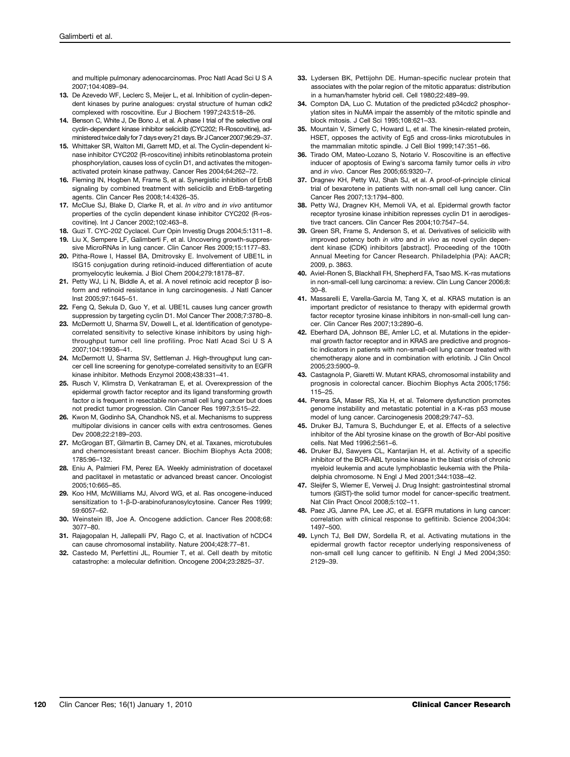and multiple pulmonary adenocarcinomas. Proc Natl Acad Sci U S A 2007;104:4089–94.

13. De Azevedo WF, Leclerc S, Meijer L, et al. Inhibition of cyclin-dependent kinases by purine analogues: crystal structure of human cdk2 complexed with roscovitine. Eur J Biochem 1997;243:518–26.
14. Benson C, White J, De Bono J, et al. A phase I trial of the selective oral cyclin-dependent kinase inhibitor seliciclib (CYC202; R-Roscovitine), administered twice daily for 7 days every 21 days. Br J Cancer 2007;96:29–37.
15. Whittaker SR, Walton MI, Garrett MD, et al. The Cyclin-dependent kinase inhibitor CYC202 (R-roscovitine) inhibits retinoblastoma protein phosphorylation, causes loss of cyclin D1, and activates the mitogen-activated protein kinase pathway. Cancer Res 2004;64:262–72.
16. Fleming IN, Hogben M, Frame S, et al. Synergistic inhibition of ErbB signaling by combined treatment with seliciclib and ErbB-targeting agents. Clin Cancer Res 2008;14:4326–35.
17. McClue SJ, Blake D, Clarke R, et al. *In vitro* and *in vivo* antitumor properties of the cyclin dependent kinase inhibitor CYC202 (R-roscovitine). Int J Cancer 2002;102:463–8.
18. Guzi T. CYC-202 Cyclacel. Curr Opin Investig Drugs 2004;5:1311–8.
19. Liu X, Sempere LF, Galimberti F, et al. Uncovering growth-suppressive MicroRNAs in lung cancer. Clin Cancer Res 2009;15:1177–83.
20. Pitha-Rowe I, Hassel BA, Dmitrovsky E. Involvement of UBE1L in ISG15 conjugation during retinoid-induced differentiation of acute promyelocytic leukemia. J Biol Chem 2004;279:18178–87.
21. Petty WJ, Li N, Biddle A, et al. A novel retinoic acid receptor β isoform and retinoid resistance in lung carcinogenesis. J Natl Cancer Inst 2005;97:1645–51.
22. Feng Q, Sekula D, Guo Y, et al. UBE1L causes lung cancer growth suppression by targeting cyclin D1. Mol Cancer Ther 2008;7:3780–8.
23. McDermott U, Sharma SV, Dowell L, et al. Identification of genotype-correlated sensitivity to selective kinase inhibitors by using high-throughput tumor cell line profiling. Proc Natl Acad Sci U S A 2007;104:19936–41.
24. McDermott U, Sharma SV, Settleman J. High-throughput lung cancer cell line screening for genotype-correlated sensitivity to an EGFR kinase inhibitor. Methods Enzymol 2008;438:331–41.
25. Rusch V, Klimstra D, Venkatraman E, et al. Overexpression of the epidermal growth factor receptor and its ligand transforming growth factor α is frequent in resectable non-small cell lung cancer but does not predict tumor progression. Clin Cancer Res 1997;3:515–22.
26. Kwon M, Godinho SA, Chandhok NS, et al. Mechanisms to suppress multipolar divisions in cancer cells with extra centrosomes. Genes Dev 2008;22:2189–203.
27. McGrogan BT, Gilmartin B, Carney DN, et al. Taxanes, microtubules and chemoresistant breast cancer. Biochim Biophys Acta 2008;1785:96–132.
28. Eniu A, Palmieri FM, Perez EA. Weekly administration of docetaxel and paclitaxel in metastatic or advanced breast cancer. Oncologist 2005;10:665–85.
29. Koo HM, McWilliams MJ, Alvord WG, et al. Ras oncogene-induced sensitization to 1-β-D-arabinofuranosylcytosine. Cancer Res 1999;59:6057–62.
30. Weinstein IB, Joe A. Oncogene addiction. Cancer Res 2008;68:3077–80.
31. Rajagopalan H, Jallepalli PV, Rago C, et al. Inactivation of hCDC4 can cause chromosomal instability. Nature 2004;428:77–81.
32. Castedo M, Perfettini JL, Roumier T, et al. Cell death by mitotic catastrophe: a molecular definition. Oncogene 2004;23:2825–37.
33. Lydersen BK, Pettijohn DE. Human-specific nuclear protein that associates with the polar region of the mitotic apparatus: distribution in a human/hamster hybrid cell. Cell 1980;22:489–99.
34. Compton DA, Luo C. Mutation of the predicted p34cdc2 phosphorylation sites in NuMA impair the assembly of the mitotic spindle and block mitosis. J Cell Sci 1995;108:621–33.
35. Mountain V, Simerly C, Howard L, et al. The kinesin-related protein, HSET, opposes the activity of Eg5 and cross-links microtubules in the mammalian mitotic spindle. J Cell Biol 1999;147:351–66.
36. Tirado OM, Mateo-Lozano S, Notario V. Roscovitine is an effective inducer of apoptosis of Ewing's sarcoma family tumor cells *in vitro* and *in vivo*. Cancer Res 2005;65:9320–7.
37. Dragnev KH, Petty WJ, Shah SJ, et al. A proof-of-principle clinical trial of bexarotene in patients with non-small cell lung cancer. Clin Cancer Res 2007;13:1794–800.
38. Petty WJ, Dragnev KH, Memoli VA, et al. Epidermal growth factor receptor tyrosine kinase inhibition represses cyclin D1 in aerodigestive tract cancers. Clin Cancer Res 2004;10:7547–54.
39. Green SR, Frame S, Anderson S, et al. Derivatives of seliciclib with improved potency both *in vitro* and *in vivo* as novel cyclin dependent kinase (CDK) inhibitors [abstract]. Proceeding of the 100th Annual Meeting for Cancer Research. Philadelphia (PA): AACR; 2009, p. 3863.
40. Aviel-Ronen S, Blackhall FH, Shepherd FA, Tsao MS. K-ras mutations in non-small-cell lung carcinoma: a review. Clin Lung Cancer 2006;8:30–8.
41. Massarelli E, Varella-Garcia M, Tang X, et al. KRAS mutation is an important predictor of resistance to therapy with epidermal growth factor receptor tyrosine kinase inhibitors in non-small-cell lung cancer. Clin Cancer Res 2007;13:2890–6.
42. Eberhard DA, Johnson BE, Amler LC, et al. Mutations in the epidermal growth factor receptor and in KRAS are predictive and prognostic indicators in patients with non-small-cell lung cancer treated with chemotherapy alone and in combination with erlotinib. J Clin Oncol 2005;23:5900–9.
43. Castagnola P, Giaretti W. Mutant KRAS, chromosomal instability and prognosis in colorectal cancer. Biochim Biophys Acta 2005;1756:115–25.
44. Perera SA, Maser RS, Xia H, et al. Telomere dysfunction promotes genome instability and metastatic potential in a K-ras p53 mouse model of lung cancer. Carcinogenesis 2008;29:747–53.
45. Druker BJ, Tamura S, Buchdunger E, et al. Effects of a selective inhibitor of the Abl tyrosine kinase on the growth of Bcr-Abl positive cells. Nat Med 1996;2:561–6.
46. Druker BJ, Sawyers CL, Kantarjian H, et al. Activity of a specific inhibitor of the BCR-ABL tyrosine kinase in the blast crisis of chronic myeloid leukemia and acute lymphoblastic leukemia with the Philadelphia chromosome. N Engl J Med 2001;344:1038–42.
47. Sleijfer S, Wiemer E, Verweij J. Drug Insight: gastrointestinal stromal tumors (GIST)-the solid tumor model for cancer-specific treatment. Nat Clin Pract Oncol 2008;5:102–11.
48. Paez JG, Janne PA, Lee JC, et al. EGFR mutations in lung cancer: correlation with clinical response to gefitinib. Science 2004;304:1497–500.
49. Lynch TJ, Bell DW, Sordella R, et al. Activating mutations in the epidermal growth factor receptor underlying responsiveness of non-small cell lung cancer to gefitinib. N Engl J Med 2004;350:2129–39.